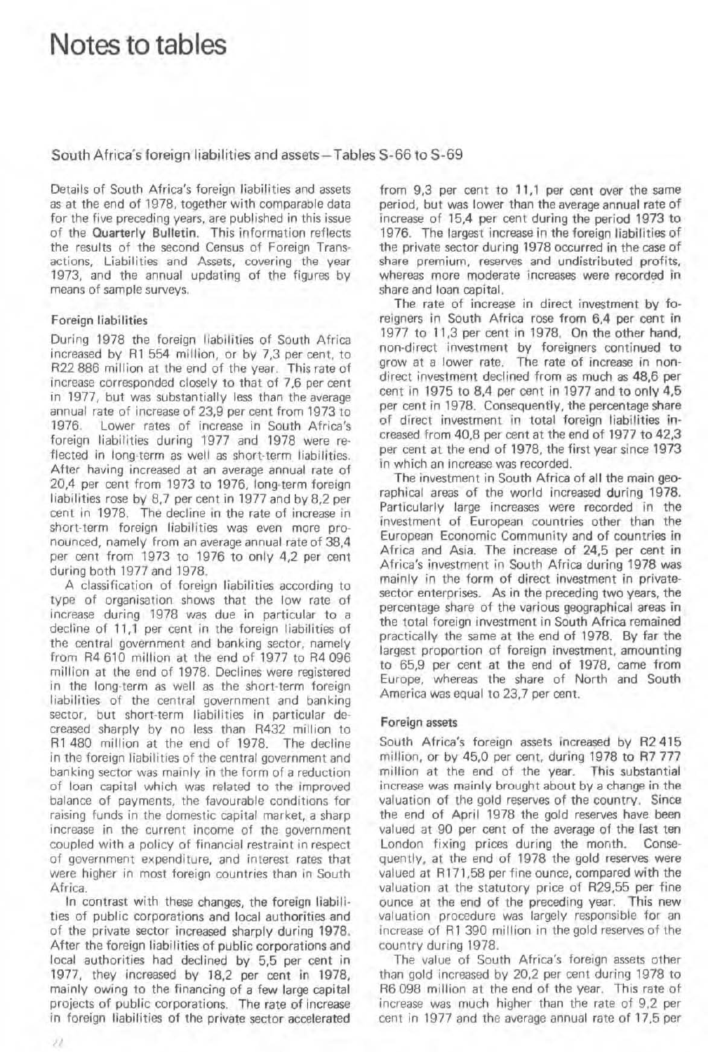# Notes to tables

## South Africa's foreign liabilities and assets – Tables S-66 to S-69

Details of South Africa's foreign liabilities and assets as at the end of 1978, together with comparable data for the five preceding years, are published in this issue of the **Quarterly Bulletin**. This information reflects the results of the second Census of Foreign Transactions, Liabilities and Assets, covering the year 1973, and the annual updating of the figures by means of sample surveys.

### Foreign liabilities

During 1978 the foreign liabilities of South Africa increased by R1 554 million, or by 7,3 per cent, to R22 886 million at the end of the year. This rate of increase corresponded closely to that of 7,6 per cent in 1977, but was substantially less than the average annual rate of increase of 23,9 per cent from 1973 to 1976. Lower rates of increase in South Africa's foreign liabilities during 1977 and 1978 were reflected in long-term as well as short-term liabilities. After having increased at an average annual rate of 20,4 per cent from 1973 to 1976, long-term foreign liabilities rose by 8,7 per cent in 1977 and by 8,2 per cent in 1978. The decline in the rate of increase in short-term foreign liabilities was even more pronounced, namely from an average annual rate of 38,4 per cent from 1973 to 1976 to only 4,2 per cent during both 1977 and 1978.

A classification of foreign liabilities according to type of organisation shows that the low rate of increase during 1978 was due in particular to a decline of 11,1 per cent in the foreign liabilities of the central government and banking sector, namely from R4 610 million at the end of 1977 to R4 096 million at the end of 1978. Declines were registered in the long-term as well as the short-term foreign liabilities of the central government and banking sector, but short-term liabilities in particular decreased sharply by no less than R432 million to R1 480 million at the end of 1978. The decline in the foreign liabilities of the central government and banking sector was mainly in the form of a reduction of loan capital which was related to the improved balance of payments, the favourable conditions for raising funds in the domestic capital market, a sharp increase in the current income of the government coupled with a policy of financial restraint in respect of government expenditure, and interest rates that were higher in most foreign countries than in South Africa.

In contrast with these changes, the foreign liabilities of public corporations and local authorities and of the private sector increased sharply during 1978. After the foreign liabilities of public corporations and local authorities had declined by 5,5 per cent in 1977, they increased by 18,2 per cent in 1978, mainly owing to the financing of a few large capital projects of public corporations. The rate of increase in foreign liabilities of the private sector accelerated from 9,3 per cent to 11,1 per cent over the same period, but was lower than the average annual rate of increase of 15,4 per cent during the period 1973 to 1976. The largest increase in the foreign liabilities of the private sector during 1978 occurred in the case of share premium, reserves and undistributed profits, whereas more moderate increases were recorded in share and loan capital.

The rate of increase in direct investment by foreigners in South Africa rose from 6,4 per cent in 1977 to 11,3 per cent in 1978. On the other hand, non-direct investment by foreigners continued to grow at a lower rate. The rate of increase in non-direct investment declined from as much as 48,6 per cent in 1975 to 8,4 per cent in 1977 and to only 4,5 per cent in 1978. Consequently, the percentage share of direct investment in total foreign liabilities increased from 40,8 per cent at the end of 1977 to 42,3 per cent at the end of 1978, the first year since 1973 in which an increase was recorded.

The investment in South Africa of all the main geographical areas of the world increased during 1978. Particularly large increases were recorded in the investment of European countries other than the European Economic Community and of countries in Africa and Asia. The increase of 24,5 per cent in Africa's investment in South Africa during 1978 was mainly in the form of direct investment in private-sector enterprises. As in the preceding two years, the percentage share of the various geographical areas in the total foreign investment in South Africa remained practically the same at the end of 1978. By far the largest proportion of foreign investment, amounting to 65,9 per cent at the end of 1978, came from Europe, whereas the share of North and South America was equal to 23,7 per cent.

### Foreign assets

South Africa's foreign assets increased by R2 415 million, or by 45,0 per cent, during 1978 to R7 777 million at the end of the year. This substantial increase was mainly brought about by a change in the valuation of the gold reserves of the country. Since the end of April 1978 the gold reserves have been valued at 90 per cent of the average of the last ten London fixing prices during the month. Consequently, at the end of 1978 the gold reserves were valued at R171,58 per fine ounce, compared with the valuation at the statutory price of R29,55 per fine ounce at the end of the preceding year. This new valuation procedure was largely responsible for an increase of R1 390 million in the gold reserves of the country during 1978.

The value of South Africa's foreign assets other than gold increased by 20,2 per cent during 1978 to R6 098 million at the end of the year. This rate of increase was much higher than the rate of 9,2 per cent in 1977 and the average annual rate of 17,5 per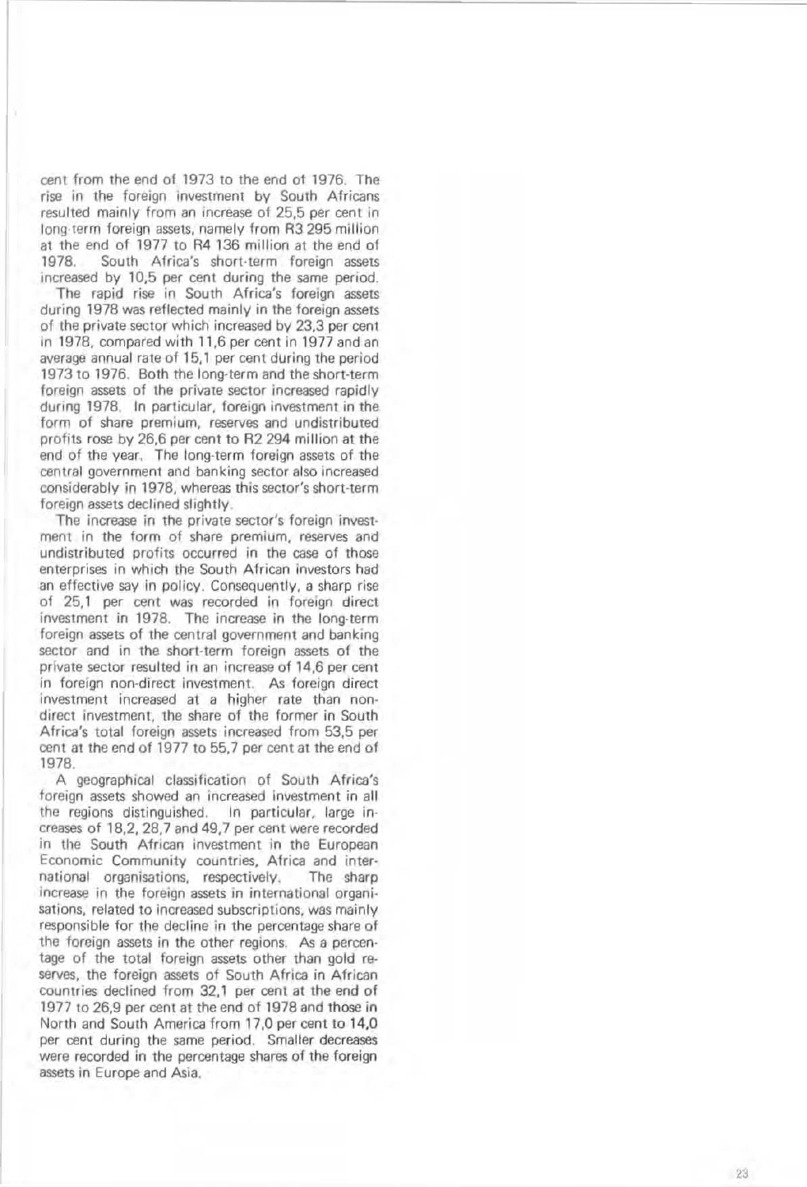cent from the end of 1973 to the end of 1976. The rise in the foreign investment by South Africans resulted mainly from an increase of 25,5 per cent in long-term foreign assets, namely from R3 295 million at the end of 1977 to R4 136 million at the end of 1978. South Africa's short-term foreign assets increased by 10,5 per cent during the same period.

The rapid rise in South Africa's foreign assets during 1978 was reflected mainly in the foreign assets of the private sector which increased by 23,3 per cent in 1978, compared with 11,6 per cent in 1977 and an average annual rate of 15,1 per cent during the period 1973 to 1976. Both the long-term and the short-term foreign assets of the private sector increased rapidly during 1978. In particular, foreign investment in the form of share premium, reserves and undistributed profits rose by 26,6 per cent to R2 294 million at the end of the year. The long-term foreign assets of the central government and banking sector also increased considerably in 1978, whereas this sector's short-term foreign assets declined slightly.

The increase in the private sector's foreign investment in the form of share premium, reserves and undistributed profits occurred in the case of those enterprises in which the South African investors had an effective say in policy. Consequently, a sharp rise of 25,1 per cent was recorded in foreign direct investment in 1978. The increase in the long-term foreign assets of the central government and banking sector and in the short-term foreign assets of the private sector resulted in an increase of 14,6 per cent in foreign non-direct investment. As foreign direct investment increased at a higher rate than non-direct investment, the share of the former in South Africa's total foreign assets increased from 53,5 per cent at the end of 1977 to 55,7 per cent at the end of 1978.

A geographical classification of South Africa's foreign assets showed an increased investment in all the regions distinguished. In particular, large increases of 18,2, 28,7 and 49,7 per cent were recorded in the South African investment in the European Economic Community countries, Africa and international organisations, respectively. The sharp increase in the foreign assets in international organisations, related to increased subscriptions, was mainly responsible for the decline in the percentage share of the foreign assets in the other regions. As a percentage of the total foreign assets other than gold reserves, the foreign assets of South Africa in African countries declined from 32,1 per cent at the end of 1977 to 26,9 per cent at the end of 1978 and those in North and South America from 17,0 per cent to 14,0 per cent during the same period. Smaller decreases were recorded in the percentage shares of the foreign assets in Europe and Asia.